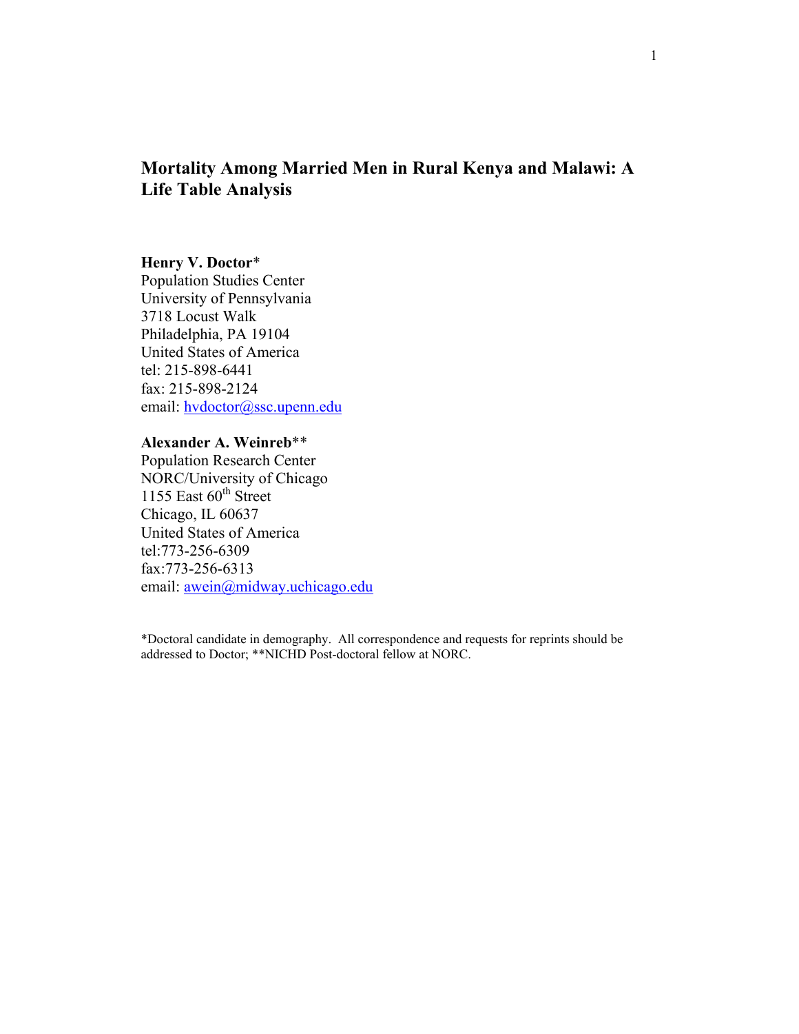# Mortality Among Married Men in Rural Kenya and Malawi: A Life Table Analysis

**Henry V. Doctor***
Population Studies Center
University of Pennsylvania
3718 Locust Walk
Philadelphia, PA 19104
United States of America
tel: 215-898-6441
fax: 215-898-2124
email: hvdoctor@ssc.upenn.edu

**Alexander A. Weinreb****
Population Research Center
NORC/University of Chicago
1155 East 60th Street
Chicago, IL 60637
United States of America
tel:773-256-6309
fax:773-256-6313
email: awein@midway.uchicago.edu

*Doctoral candidate in demography. All correspondence and requests for reprints should be addressed to Doctor; **NICHD Post-doctoral fellow at NORC.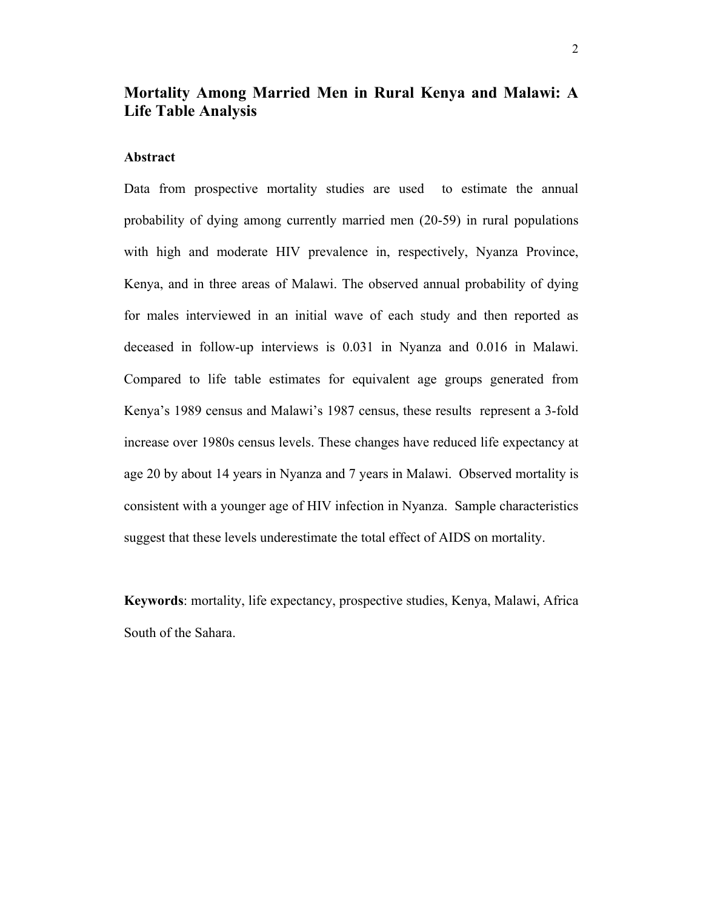# Mortality Among Married Men in Rural Kenya and Malawi: A Life Table Analysis

## Abstract

Data from prospective mortality studies are used to estimate the annual probability of dying among currently married men (20-59) in rural populations with high and moderate HIV prevalence in, respectively, Nyanza Province, Kenya, and in three areas of Malawi. The observed annual probability of dying for males interviewed in an initial wave of each study and then reported as deceased in follow-up interviews is 0.031 in Nyanza and 0.016 in Malawi. Compared to life table estimates for equivalent age groups generated from Kenya's 1989 census and Malawi's 1987 census, these results represent a 3-fold increase over 1980s census levels. These changes have reduced life expectancy at age 20 by about 14 years in Nyanza and 7 years in Malawi. Observed mortality is consistent with a younger age of HIV infection in Nyanza. Sample characteristics suggest that these levels underestimate the total effect of AIDS on mortality.

**Keywords**: mortality, life expectancy, prospective studies, Kenya, Malawi, Africa South of the Sahara.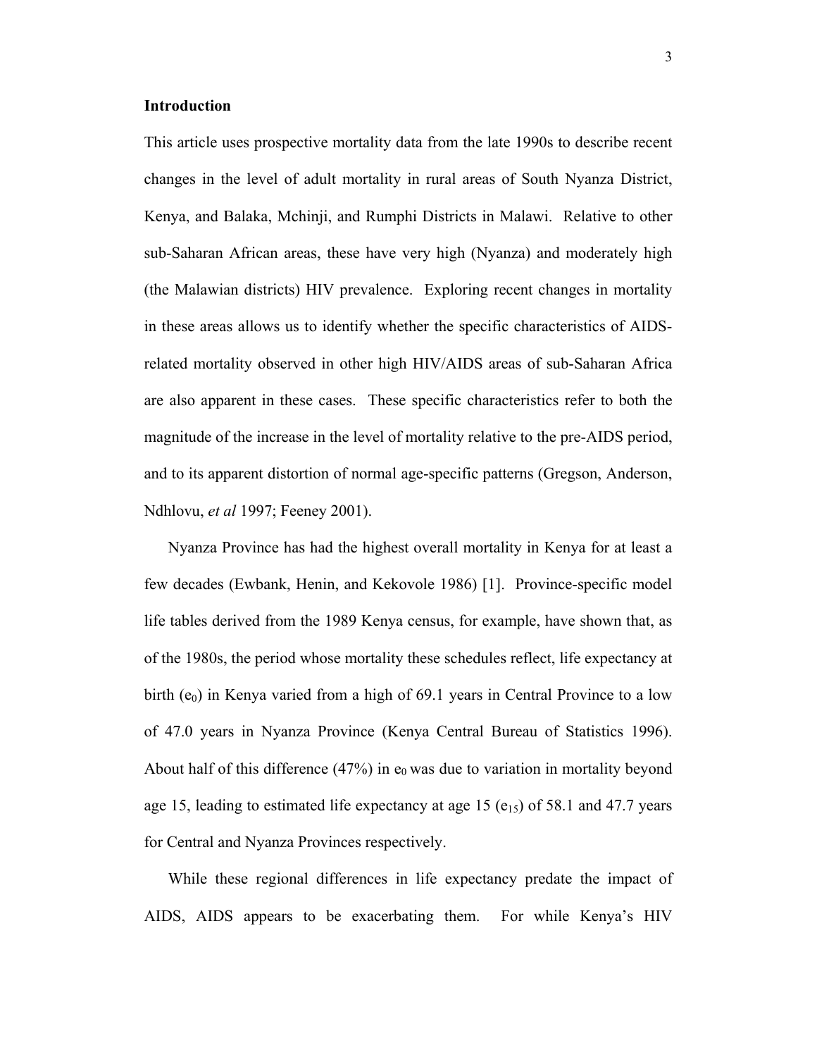## Introduction

This article uses prospective mortality data from the late 1990s to describe recent changes in the level of adult mortality in rural areas of South Nyanza District, Kenya, and Balaka, Mchinji, and Rumphi Districts in Malawi. Relative to other sub-Saharan African areas, these have very high (Nyanza) and moderately high (the Malawian districts) HIV prevalence. Exploring recent changes in mortality in these areas allows us to identify whether the specific characteristics of AIDS-related mortality observed in other high HIV/AIDS areas of sub-Saharan Africa are also apparent in these cases. These specific characteristics refer to both the magnitude of the increase in the level of mortality relative to the pre-AIDS period, and to its apparent distortion of normal age-specific patterns (Gregson, Anderson, Ndhlovu, *et al* 1997; Feeney 2001).

Nyanza Province has had the highest overall mortality in Kenya for at least a few decades (Ewbank, Henin, and Kekovole 1986) [1]. Province-specific model life tables derived from the 1989 Kenya census, for example, have shown that, as of the 1980s, the period whose mortality these schedules reflect, life expectancy at birth ($e_0$) in Kenya varied from a high of 69.1 years in Central Province to a low of 47.0 years in Nyanza Province (Kenya Central Bureau of Statistics 1996). About half of this difference (47%) in $e_0$ was due to variation in mortality beyond age 15, leading to estimated life expectancy at age 15 ($e_{15}$) of 58.1 and 47.7 years for Central and Nyanza Provinces respectively.

While these regional differences in life expectancy predate the impact of AIDS, AIDS appears to be exacerbating them. For while Kenya's HIV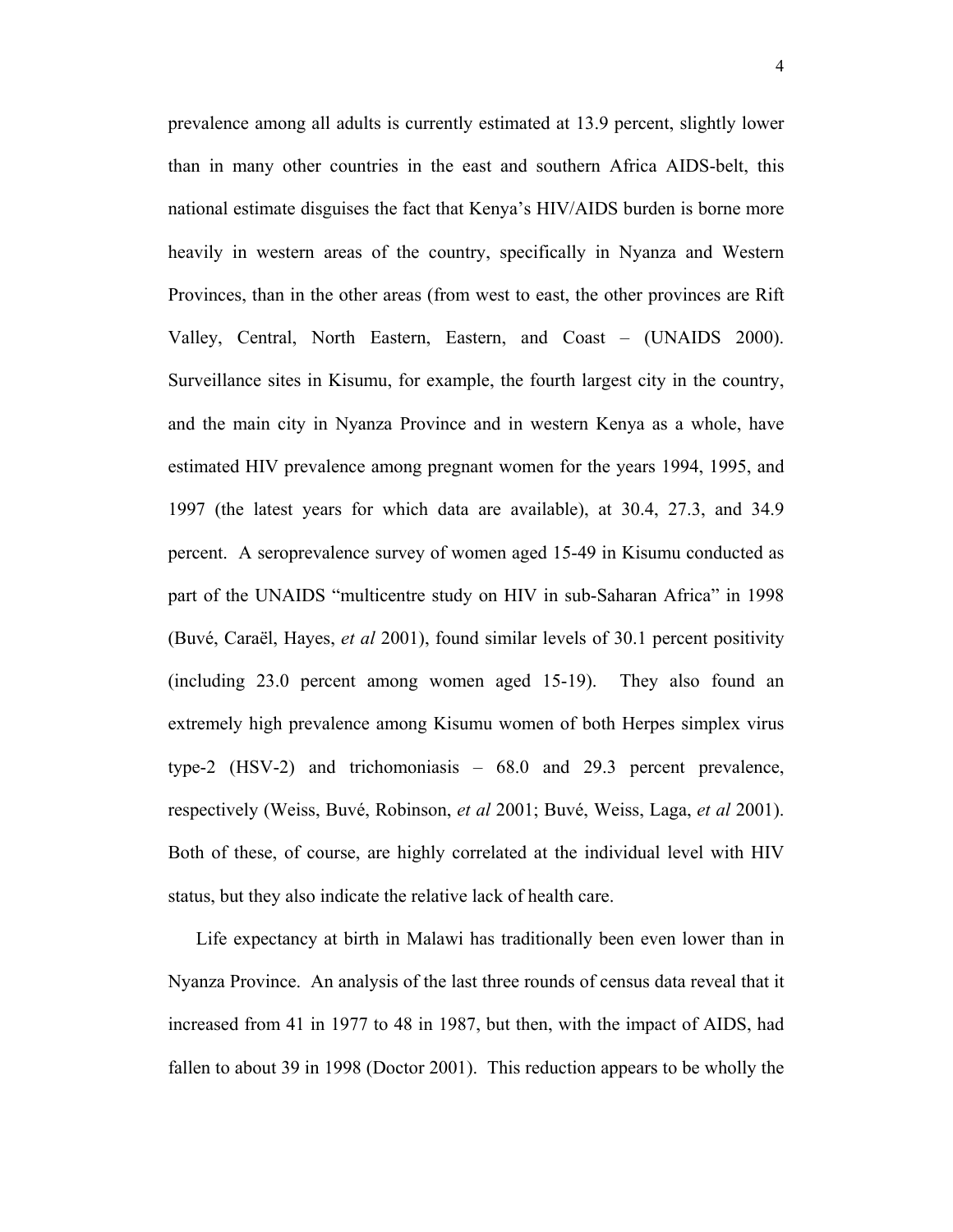prevalence among all adults is currently estimated at 13.9 percent, slightly lower than in many other countries in the east and southern Africa AIDS-belt, this national estimate disguises the fact that Kenya's HIV/AIDS burden is borne more heavily in western areas of the country, specifically in Nyanza and Western Provinces, than in the other areas (from west to east, the other provinces are Rift Valley, Central, North Eastern, Eastern, and Coast – (UNAIDS 2000). Surveillance sites in Kisumu, for example, the fourth largest city in the country, and the main city in Nyanza Province and in western Kenya as a whole, have estimated HIV prevalence among pregnant women for the years 1994, 1995, and 1997 (the latest years for which data are available), at 30.4, 27.3, and 34.9 percent. A seroprevalence survey of women aged 15-49 in Kisumu conducted as part of the UNAIDS "multicentre study on HIV in sub-Saharan Africa" in 1998 (Buvé, Caraël, Hayes, *et al* 2001), found similar levels of 30.1 percent positivity (including 23.0 percent among women aged 15-19). They also found an extremely high prevalence among Kisumu women of both Herpes simplex virus type-2 (HSV-2) and trichomoniasis – 68.0 and 29.3 percent prevalence, respectively (Weiss, Buvé, Robinson, *et al* 2001; Buvé, Weiss, Laga, *et al* 2001). Both of these, of course, are highly correlated at the individual level with HIV status, but they also indicate the relative lack of health care.

Life expectancy at birth in Malawi has traditionally been even lower than in Nyanza Province. An analysis of the last three rounds of census data reveal that it increased from 41 in 1977 to 48 in 1987, but then, with the impact of AIDS, had fallen to about 39 in 1998 (Doctor 2001). This reduction appears to be wholly the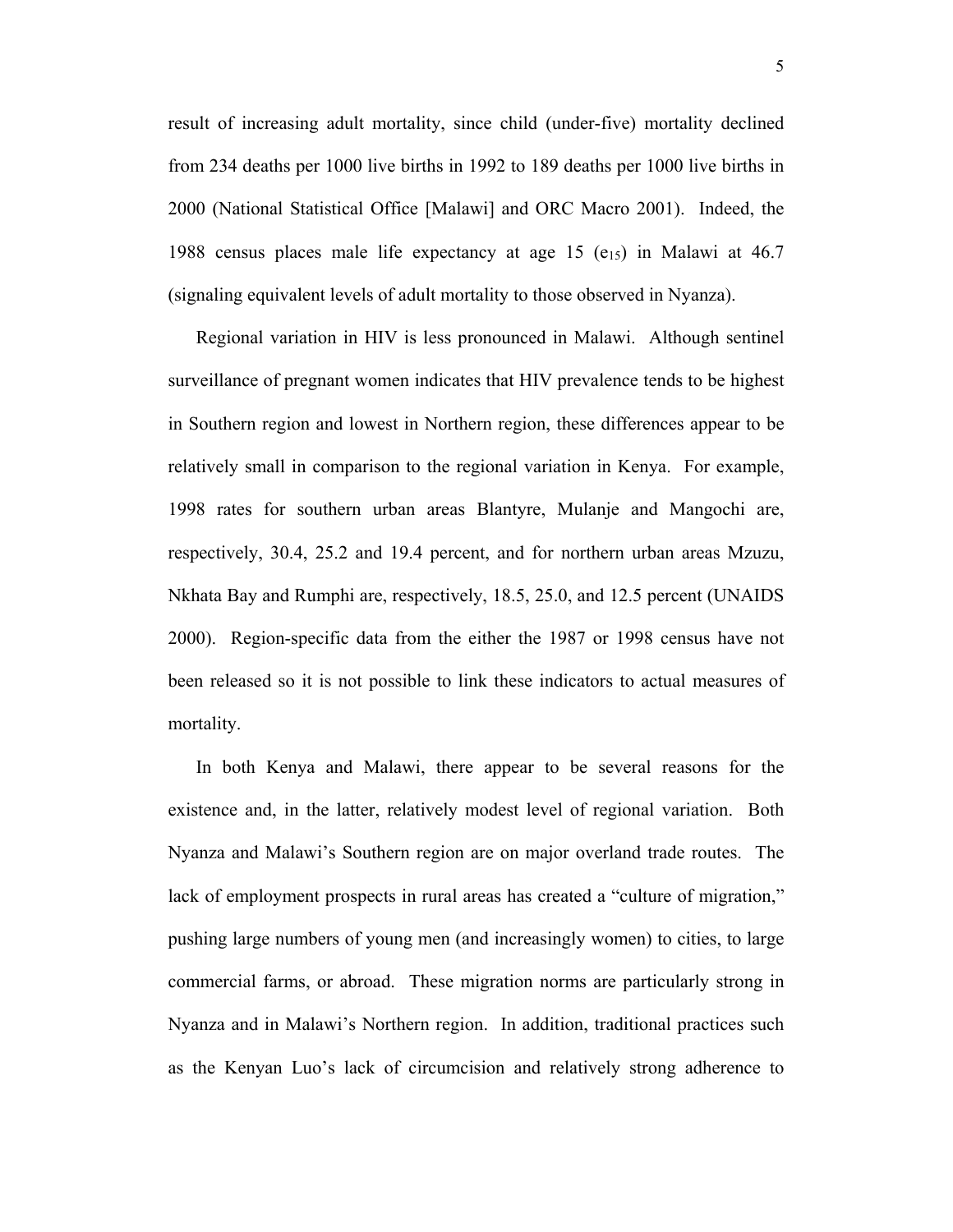result of increasing adult mortality, since child (under-five) mortality declined from 234 deaths per 1000 live births in 1992 to 189 deaths per 1000 live births in 2000 (National Statistical Office [Malawi] and ORC Macro 2001). Indeed, the 1988 census places male life expectancy at age 15 ($e_{15}$) in Malawi at 46.7 (signaling equivalent levels of adult mortality to those observed in Nyanza).

Regional variation in HIV is less pronounced in Malawi. Although sentinel surveillance of pregnant women indicates that HIV prevalence tends to be highest in Southern region and lowest in Northern region, these differences appear to be relatively small in comparison to the regional variation in Kenya. For example, 1998 rates for southern urban areas Blantyre, Mulanje and Mangochi are, respectively, 30.4, 25.2 and 19.4 percent, and for northern urban areas Mzuzu, Nkhata Bay and Rumphi are, respectively, 18.5, 25.0, and 12.5 percent (UNAIDS 2000). Region-specific data from the either the 1987 or 1998 census have not been released so it is not possible to link these indicators to actual measures of mortality.

In both Kenya and Malawi, there appear to be several reasons for the existence and, in the latter, relatively modest level of regional variation. Both Nyanza and Malawi's Southern region are on major overland trade routes. The lack of employment prospects in rural areas has created a "culture of migration," pushing large numbers of young men (and increasingly women) to cities, to large commercial farms, or abroad. These migration norms are particularly strong in Nyanza and in Malawi's Northern region. In addition, traditional practices such as the Kenyan Luo's lack of circumcision and relatively strong adherence to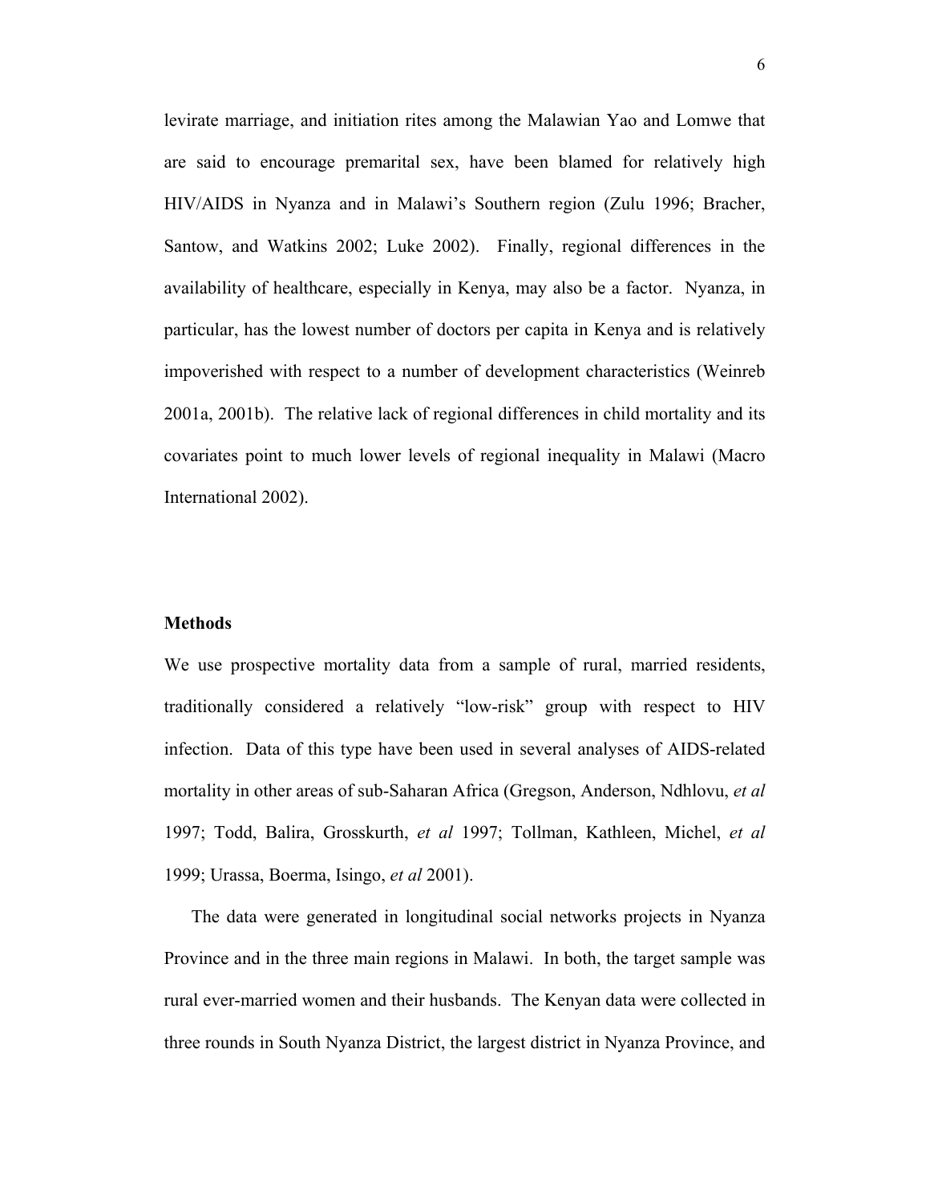levirate marriage, and initiation rites among the Malawian Yao and Lomwe that are said to encourage premarital sex, have been blamed for relatively high HIV/AIDS in Nyanza and in Malawi's Southern region (Zulu 1996; Bracher, Santow, and Watkins 2002; Luke 2002). Finally, regional differences in the availability of healthcare, especially in Kenya, may also be a factor. Nyanza, in particular, has the lowest number of doctors per capita in Kenya and is relatively impoverished with respect to a number of development characteristics (Weinreb 2001a, 2001b). The relative lack of regional differences in child mortality and its covariates point to much lower levels of regional inequality in Malawi (Macro International 2002).

## Methods

We use prospective mortality data from a sample of rural, married residents, traditionally considered a relatively "low-risk" group with respect to HIV infection. Data of this type have been used in several analyses of AIDS-related mortality in other areas of sub-Saharan Africa (Gregson, Anderson, Ndhlovu, *et al* 1997; Todd, Balira, Grosskurth, *et al* 1997; Tollman, Kathleen, Michel, *et al* 1999; Urassa, Boerma, Isingo, *et al* 2001).

The data were generated in longitudinal social networks projects in Nyanza Province and in the three main regions in Malawi. In both, the target sample was rural ever-married women and their husbands. The Kenyan data were collected in three rounds in South Nyanza District, the largest district in Nyanza Province, and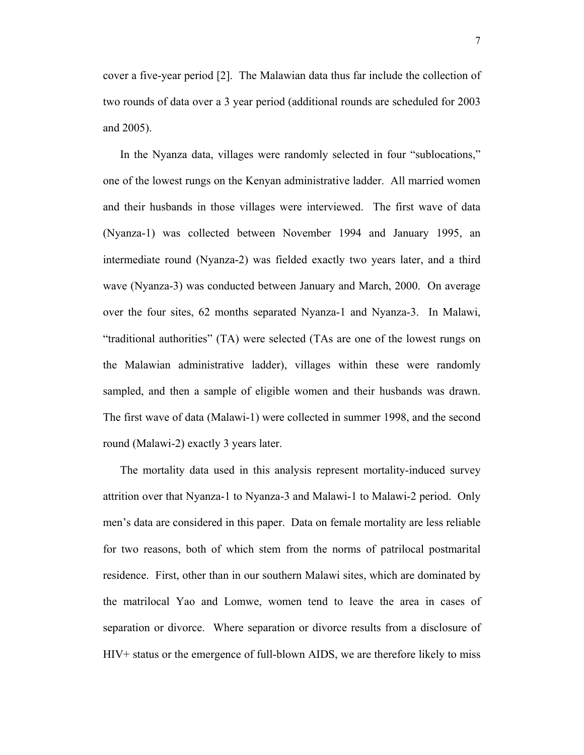cover a five-year period [2]. The Malawian data thus far include the collection of two rounds of data over a 3 year period (additional rounds are scheduled for 2003 and 2005).

In the Nyanza data, villages were randomly selected in four "sublocations," one of the lowest rungs on the Kenyan administrative ladder. All married women and their husbands in those villages were interviewed. The first wave of data (Nyanza-1) was collected between November 1994 and January 1995, an intermediate round (Nyanza-2) was fielded exactly two years later, and a third wave (Nyanza-3) was conducted between January and March, 2000. On average over the four sites, 62 months separated Nyanza-1 and Nyanza-3. In Malawi, "traditional authorities" (TA) were selected (TAs are one of the lowest rungs on the Malawian administrative ladder), villages within these were randomly sampled, and then a sample of eligible women and their husbands was drawn. The first wave of data (Malawi-1) were collected in summer 1998, and the second round (Malawi-2) exactly 3 years later.

The mortality data used in this analysis represent mortality-induced survey attrition over that Nyanza-1 to Nyanza-3 and Malawi-1 to Malawi-2 period. Only men's data are considered in this paper. Data on female mortality are less reliable for two reasons, both of which stem from the norms of patrilocal postmarital residence. First, other than in our southern Malawi sites, which are dominated by the matrilocal Yao and Lomwe, women tend to leave the area in cases of separation or divorce. Where separation or divorce results from a disclosure of HIV+ status or the emergence of full-blown AIDS, we are therefore likely to miss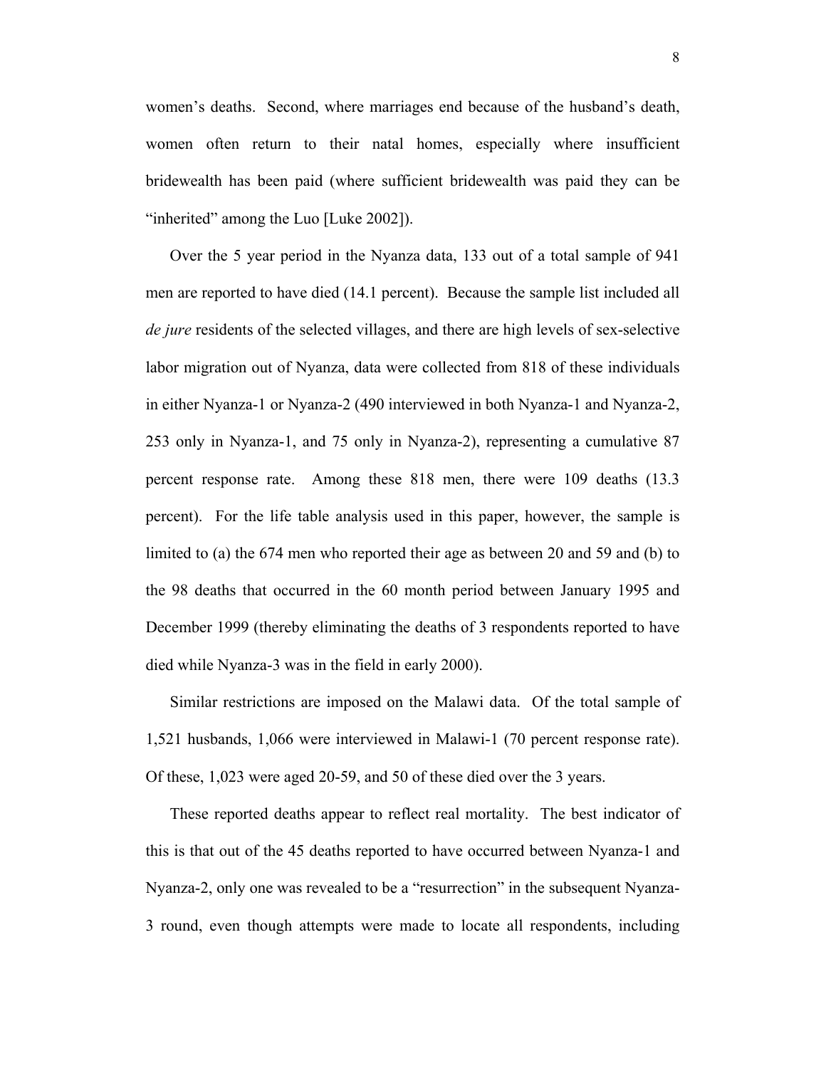women's deaths. Second, where marriages end because of the husband's death, women often return to their natal homes, especially where insufficient bridewealth has been paid (where sufficient bridewealth was paid they can be "inherited" among the Luo [Luke 2002]).

Over the 5 year period in the Nyanza data, 133 out of a total sample of 941 men are reported to have died (14.1 percent). Because the sample list included all *de jure* residents of the selected villages, and there are high levels of sex-selective labor migration out of Nyanza, data were collected from 818 of these individuals in either Nyanza-1 or Nyanza-2 (490 interviewed in both Nyanza-1 and Nyanza-2, 253 only in Nyanza-1, and 75 only in Nyanza-2), representing a cumulative 87 percent response rate. Among these 818 men, there were 109 deaths (13.3 percent). For the life table analysis used in this paper, however, the sample is limited to (a) the 674 men who reported their age as between 20 and 59 and (b) to the 98 deaths that occurred in the 60 month period between January 1995 and December 1999 (thereby eliminating the deaths of 3 respondents reported to have died while Nyanza-3 was in the field in early 2000).

Similar restrictions are imposed on the Malawi data. Of the total sample of 1,521 husbands, 1,066 were interviewed in Malawi-1 (70 percent response rate). Of these, 1,023 were aged 20-59, and 50 of these died over the 3 years.

These reported deaths appear to reflect real mortality. The best indicator of this is that out of the 45 deaths reported to have occurred between Nyanza-1 and Nyanza-2, only one was revealed to be a "resurrection" in the subsequent Nyanza-3 round, even though attempts were made to locate all respondents, including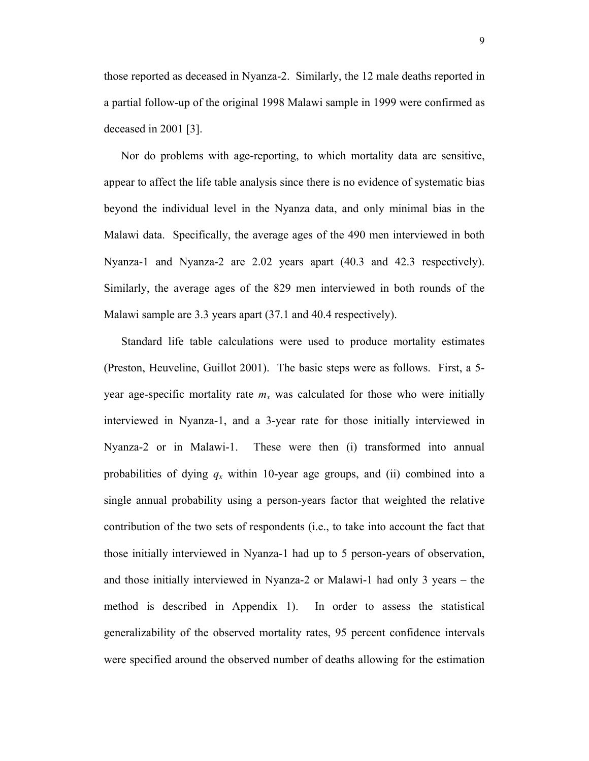those reported as deceased in Nyanza-2. Similarly, the 12 male deaths reported in a partial follow-up of the original 1998 Malawi sample in 1999 were confirmed as deceased in 2001 [3].

Nor do problems with age-reporting, to which mortality data are sensitive, appear to affect the life table analysis since there is no evidence of systematic bias beyond the individual level in the Nyanza data, and only minimal bias in the Malawi data. Specifically, the average ages of the 490 men interviewed in both Nyanza-1 and Nyanza-2 are 2.02 years apart (40.3 and 42.3 respectively). Similarly, the average ages of the 829 men interviewed in both rounds of the Malawi sample are 3.3 years apart (37.1 and 40.4 respectively).

Standard life table calculations were used to produce mortality estimates (Preston, Heuveline, Guillot 2001). The basic steps were as follows. First, a 5-year age-specific mortality rate $m_x$ was calculated for those who were initially interviewed in Nyanza-1, and a 3-year rate for those initially interviewed in Nyanza-2 or in Malawi-1. These were then (i) transformed into annual probabilities of dying $q_x$ within 10-year age groups, and (ii) combined into a single annual probability using a person-years factor that weighted the relative contribution of the two sets of respondents (i.e., to take into account the fact that those initially interviewed in Nyanza-1 had up to 5 person-years of observation, and those initially interviewed in Nyanza-2 or Malawi-1 had only 3 years – the method is described in Appendix 1). In order to assess the statistical generalizability of the observed mortality rates, 95 percent confidence intervals were specified around the observed number of deaths allowing for the estimation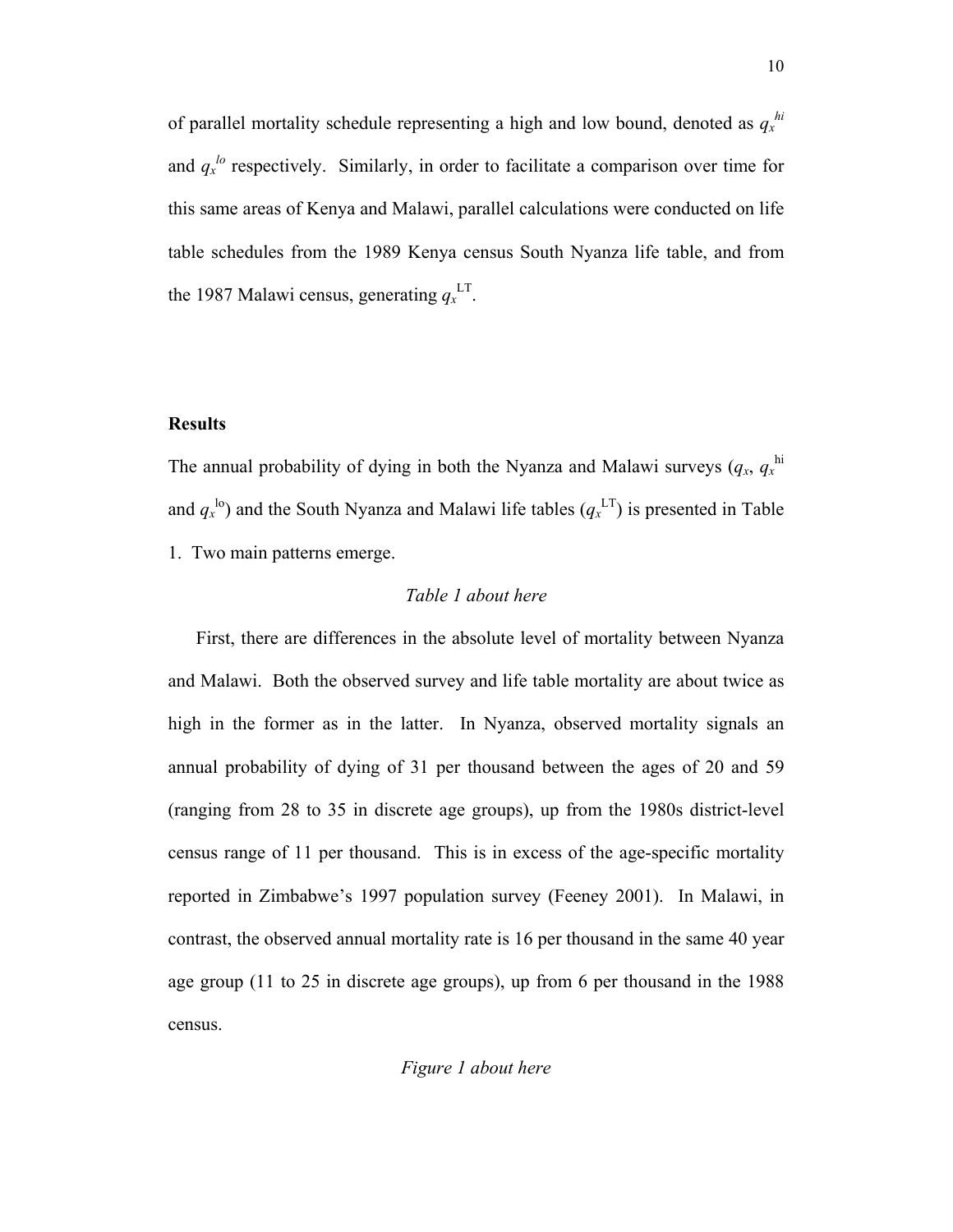of parallel mortality schedule representing a high and low bound, denoted as $q_x^{hi}$ and $q_x^{lo}$ respectively. Similarly, in order to facilitate a comparison over time for this same areas of Kenya and Malawi, parallel calculations were conducted on life table schedules from the 1989 Kenya census South Nyanza life table, and from the 1987 Malawi census, generating $q_x^{\mathrm{LT}}$.

## Results

The annual probability of dying in both the Nyanza and Malawi surveys ($q_x$, $q_x^{\mathrm{hi}}$ and $q_x^{\mathrm{lo}}$) and the South Nyanza and Malawi life tables ($q_x^{\mathrm{LT}}$) is presented in Table 1. Two main patterns emerge.

*Table 1 about here*

First, there are differences in the absolute level of mortality between Nyanza and Malawi. Both the observed survey and life table mortality are about twice as high in the former as in the latter. In Nyanza, observed mortality signals an annual probability of dying of 31 per thousand between the ages of 20 and 59 (ranging from 28 to 35 in discrete age groups), up from the 1980s district-level census range of 11 per thousand. This is in excess of the age-specific mortality reported in Zimbabwe's 1997 population survey (Feeney 2001). In Malawi, in contrast, the observed annual mortality rate is 16 per thousand in the same 40 year age group (11 to 25 in discrete age groups), up from 6 per thousand in the 1988 census.

*Figure 1 about here*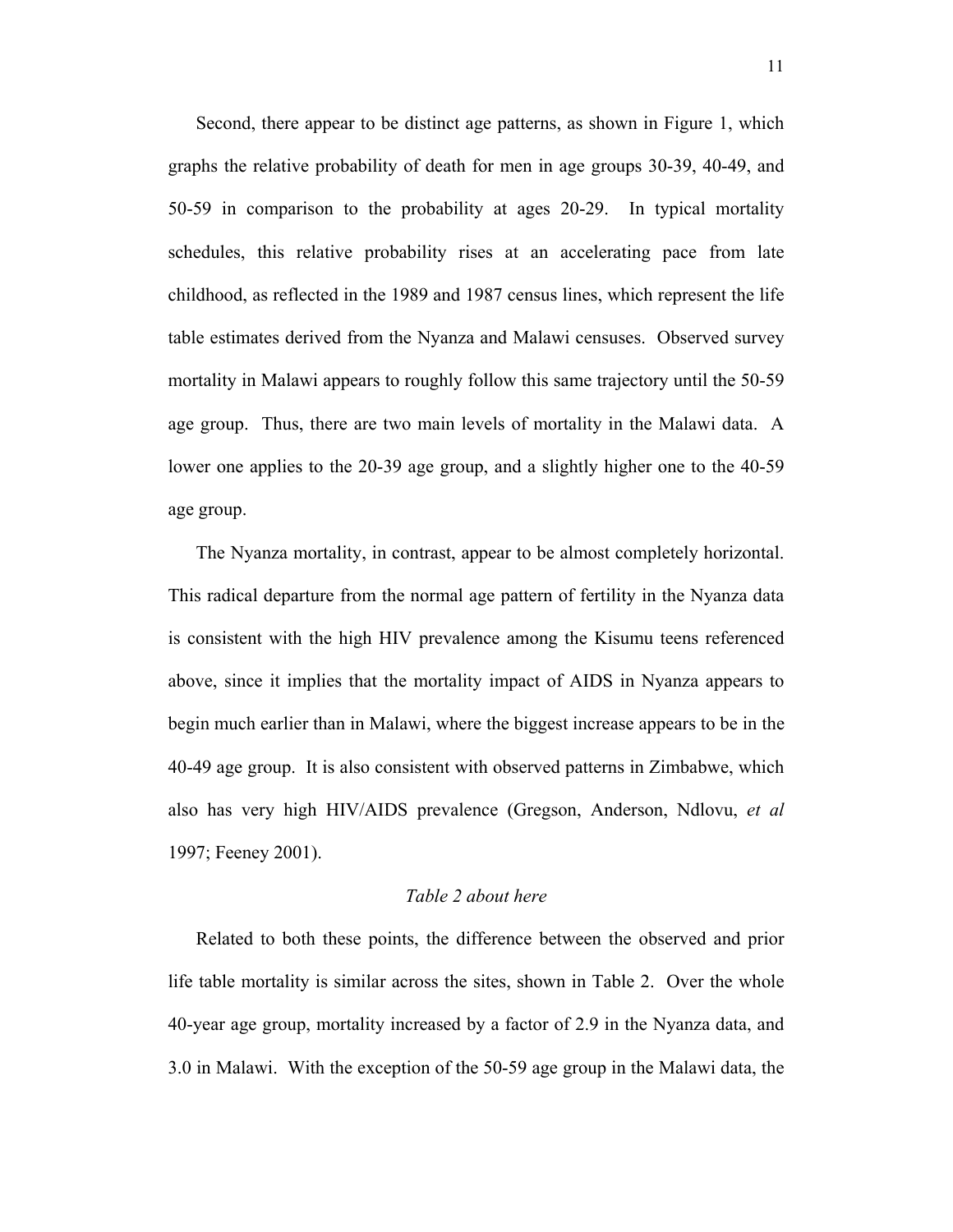Second, there appear to be distinct age patterns, as shown in Figure 1, which graphs the relative probability of death for men in age groups 30-39, 40-49, and 50-59 in comparison to the probability at ages 20-29. In typical mortality schedules, this relative probability rises at an accelerating pace from late childhood, as reflected in the 1989 and 1987 census lines, which represent the life table estimates derived from the Nyanza and Malawi censuses. Observed survey mortality in Malawi appears to roughly follow this same trajectory until the 50-59 age group. Thus, there are two main levels of mortality in the Malawi data. A lower one applies to the 20-39 age group, and a slightly higher one to the 40-59 age group.

The Nyanza mortality, in contrast, appear to be almost completely horizontal. This radical departure from the normal age pattern of fertility in the Nyanza data is consistent with the high HIV prevalence among the Kisumu teens referenced above, since it implies that the mortality impact of AIDS in Nyanza appears to begin much earlier than in Malawi, where the biggest increase appears to be in the 40-49 age group. It is also consistent with observed patterns in Zimbabwe, which also has very high HIV/AIDS prevalence (Gregson, Anderson, Ndlovu, *et al* 1997; Feeney 2001).

*Table 2 about here*

Related to both these points, the difference between the observed and prior life table mortality is similar across the sites, shown in Table 2. Over the whole 40-year age group, mortality increased by a factor of 2.9 in the Nyanza data, and 3.0 in Malawi. With the exception of the 50-59 age group in the Malawi data, the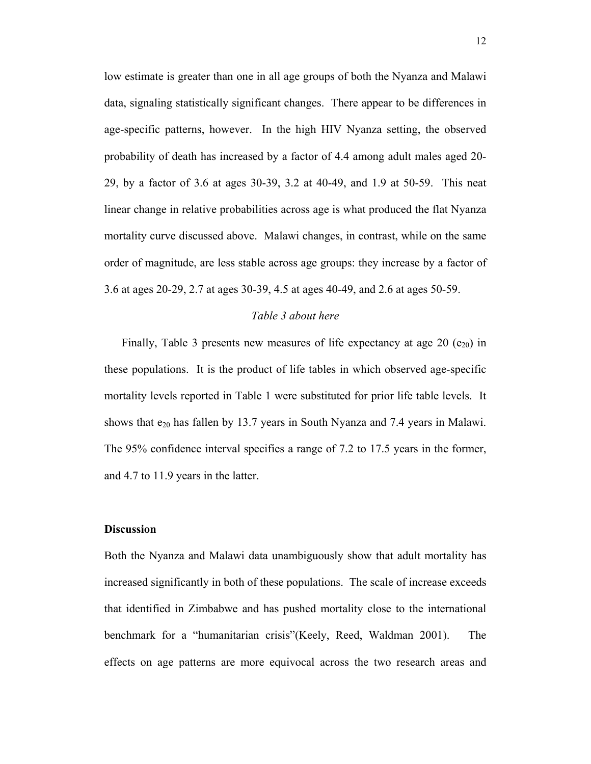low estimate is greater than one in all age groups of both the Nyanza and Malawi data, signaling statistically significant changes. There appear to be differences in age-specific patterns, however. In the high HIV Nyanza setting, the observed probability of death has increased by a factor of 4.4 among adult males aged 20-29, by a factor of 3.6 at ages 30-39, 3.2 at 40-49, and 1.9 at 50-59. This neat linear change in relative probabilities across age is what produced the flat Nyanza mortality curve discussed above. Malawi changes, in contrast, while on the same order of magnitude, are less stable across age groups: they increase by a factor of 3.6 at ages 20-29, 2.7 at ages 30-39, 4.5 at ages 40-49, and 2.6 at ages 50-59.

*Table 3 about here*

Finally, Table 3 presents new measures of life expectancy at age 20 ($e_{20}$) in these populations. It is the product of life tables in which observed age-specific mortality levels reported in Table 1 were substituted for prior life table levels. It shows that $e_{20}$ has fallen by 13.7 years in South Nyanza and 7.4 years in Malawi. The 95% confidence interval specifies a range of 7.2 to 17.5 years in the former, and 4.7 to 11.9 years in the latter.

**Discussion**

Both the Nyanza and Malawi data unambiguously show that adult mortality has increased significantly in both of these populations. The scale of increase exceeds that identified in Zimbabwe and has pushed mortality close to the international benchmark for a "humanitarian crisis"(Keely, Reed, Waldman 2001). The effects on age patterns are more equivocal across the two research areas and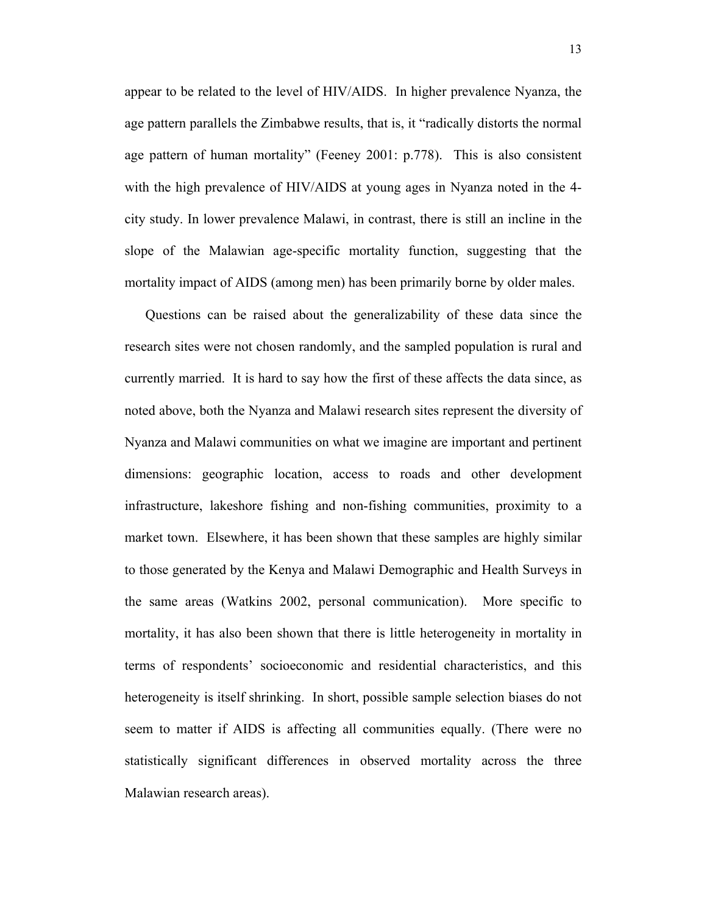appear to be related to the level of HIV/AIDS. In higher prevalence Nyanza, the age pattern parallels the Zimbabwe results, that is, it "radically distorts the normal age pattern of human mortality" (Feeney 2001: p.778). This is also consistent with the high prevalence of HIV/AIDS at young ages in Nyanza noted in the 4-city study. In lower prevalence Malawi, in contrast, there is still an incline in the slope of the Malawian age-specific mortality function, suggesting that the mortality impact of AIDS (among men) has been primarily borne by older males.

Questions can be raised about the generalizability of these data since the research sites were not chosen randomly, and the sampled population is rural and currently married. It is hard to say how the first of these affects the data since, as noted above, both the Nyanza and Malawi research sites represent the diversity of Nyanza and Malawi communities on what we imagine are important and pertinent dimensions: geographic location, access to roads and other development infrastructure, lakeshore fishing and non-fishing communities, proximity to a market town. Elsewhere, it has been shown that these samples are highly similar to those generated by the Kenya and Malawi Demographic and Health Surveys in the same areas (Watkins 2002, personal communication). More specific to mortality, it has also been shown that there is little heterogeneity in mortality in terms of respondents' socioeconomic and residential characteristics, and this heterogeneity is itself shrinking. In short, possible sample selection biases do not seem to matter if AIDS is affecting all communities equally. (There were no statistically significant differences in observed mortality across the three Malawian research areas).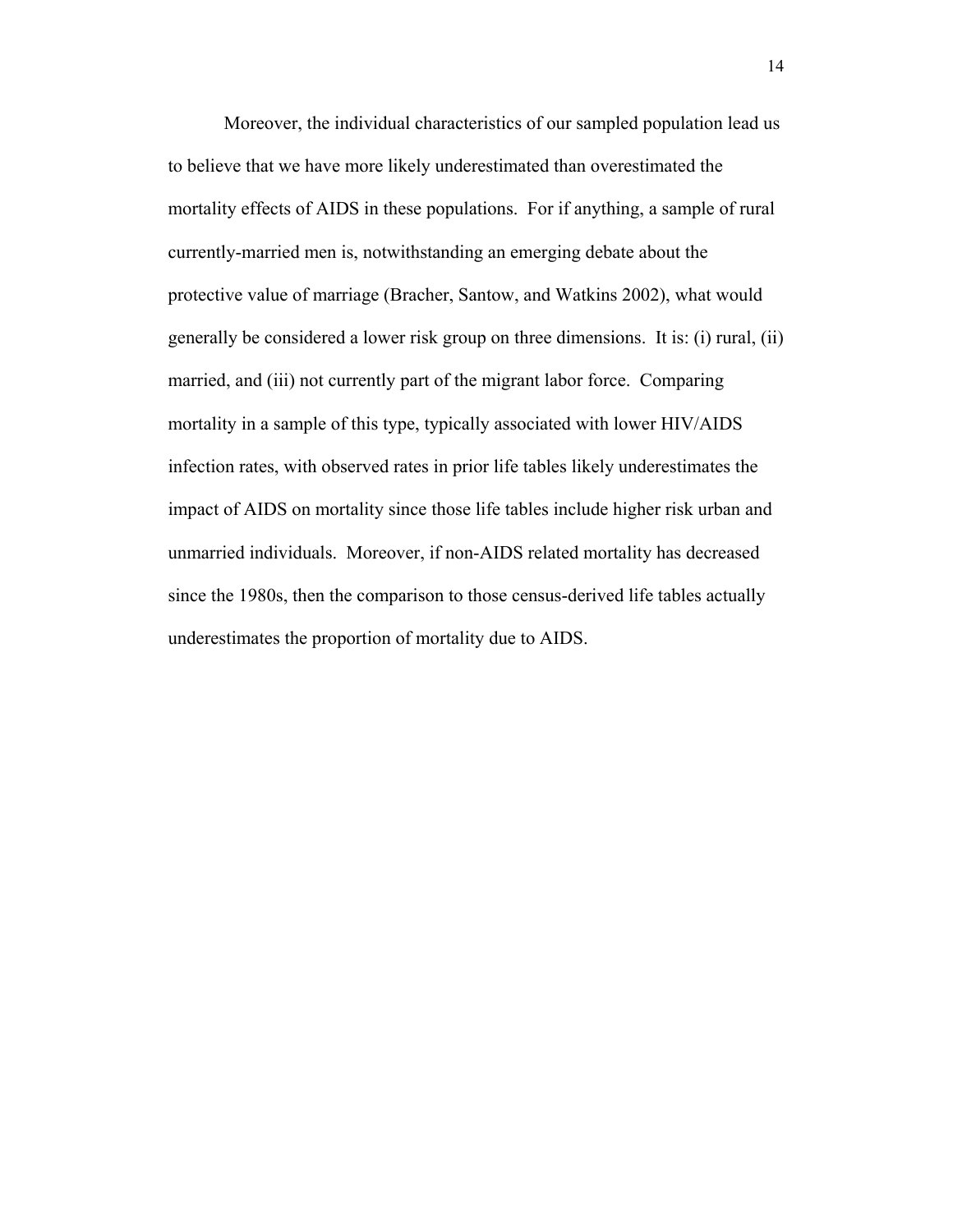Moreover, the individual characteristics of our sampled population lead us to believe that we have more likely underestimated than overestimated the mortality effects of AIDS in these populations. For if anything, a sample of rural currently-married men is, notwithstanding an emerging debate about the protective value of marriage (Bracher, Santow, and Watkins 2002), what would generally be considered a lower risk group on three dimensions. It is: (i) rural, (ii) married, and (iii) not currently part of the migrant labor force. Comparing mortality in a sample of this type, typically associated with lower HIV/AIDS infection rates, with observed rates in prior life tables likely underestimates the impact of AIDS on mortality since those life tables include higher risk urban and unmarried individuals. Moreover, if non-AIDS related mortality has decreased since the 1980s, then the comparison to those census-derived life tables actually underestimates the proportion of mortality due to AIDS.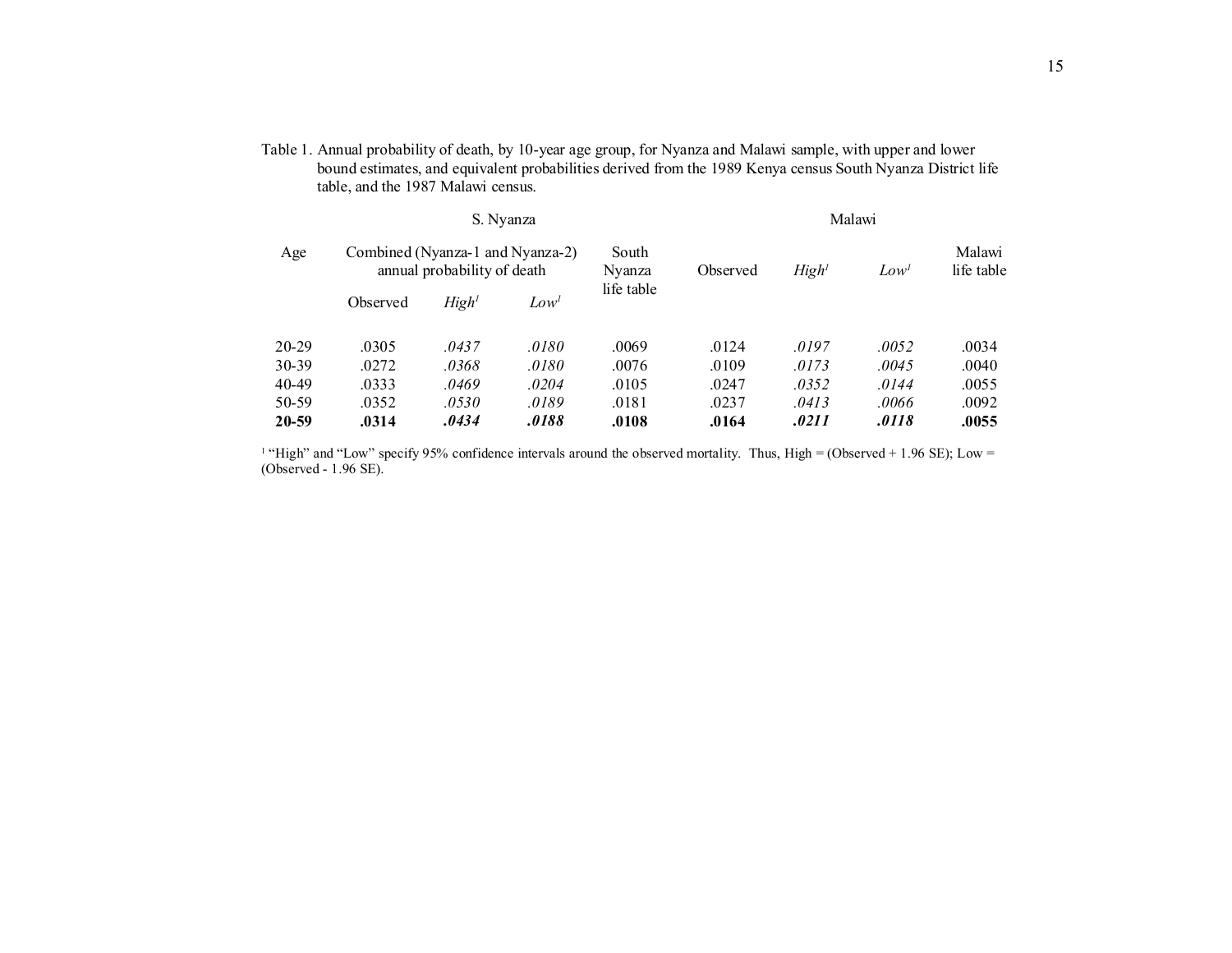Table 1. Annual probability of death, by 10-year age group, for Nyanza and Malawi sample, with upper and lower bound estimates, and equivalent probabilities derived from the 1989 Kenya census South Nyanza District life table, and the 1987 Malawi census.

| | S. Nyanza | | | | Malawi | | | |
|---|---|---|---|---|---|---|---|---|
| Age | Combined (Nyanza-1 and Nyanza-2) annual probability of death | | | South Nyanza life table | Observed | *High*[1] | *Low*[1] | Malawi life table |
| | Observed | *High*[1] | *Low*[1] | | | | | |
| 20-29 | .0305 | *.0437* | *.0180* | .0069 | .0124 | *.0197* | *.0052* | .0034 |
| 30-39 | .0272 | *.0368* | *.0180* | .0076 | .0109 | *.0173* | *.0045* | .0040 |
| 40-49 | .0333 | *.0469* | *.0204* | .0105 | .0247 | *.0352* | *.0144* | .0055 |
| 50-59 | .0352 | *.0530* | *.0189* | .0181 | .0237 | *.0413* | *.0066* | .0092 |
| **20-59** | **.0314** | ***.0434*** | ***.0188*** | **.0108** | **.0164** | ***.0211*** | ***.0118*** | **.0055** |

[1] "High" and "Low" specify 95% confidence intervals around the observed mortality. Thus, High = (Observed + 1.96 SE); Low = (Observed - 1.96 SE).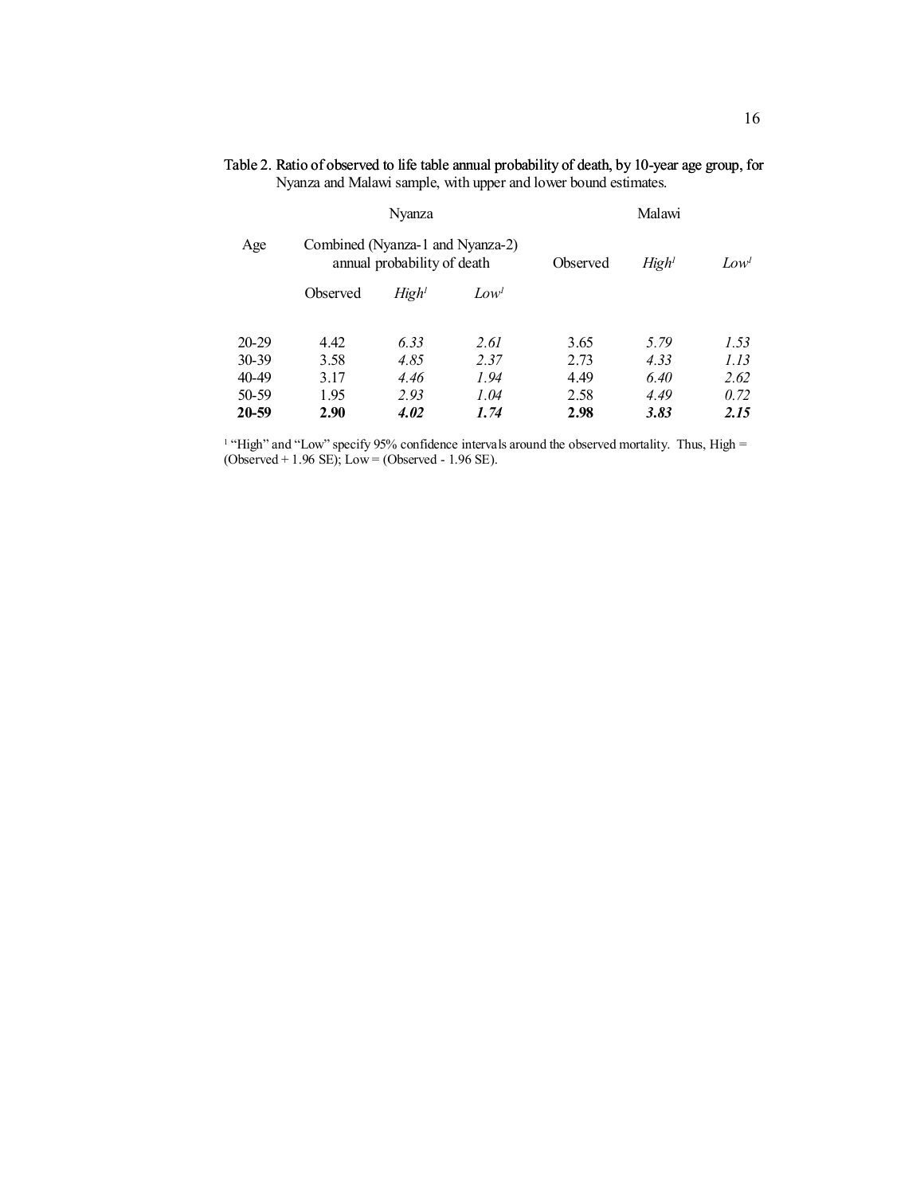Table 2. Ratio of observed to life table annual probability of death, by 10-year age group, for Nyanza and Malawi sample, with upper and lower bound estimates.

| Age | Nyanza: Combined (Nyanza-1 and Nyanza-2) annual probability of death | | | Malawi | | |
|---|---|---|---|---|---|---|
| | Observed | *High*[1] | *Low*[1] | Observed | *High*[1] | *Low*[1] |
| 20-29 | 4.42 | *6.33* | *2.61* | 3.65 | *5.79* | *1.53* |
| 30-39 | 3.58 | *4.85* | *2.37* | 2.73 | *4.33* | *1.13* |
| 40-49 | 3.17 | *4.46* | *1.94* | 4.49 | *6.40* | *2.62* |
| 50-59 | 1.95 | *2.93* | *1.04* | 2.58 | *4.49* | *0.72* |
| **20-59** | **2.90** | ***4.02*** | ***1.74*** | **2.98** | ***3.83*** | ***2.15*** |

[1] "High" and "Low" specify 95% confidence intervals around the observed mortality. Thus, High = (Observed + 1.96 SE); Low = (Observed - 1.96 SE).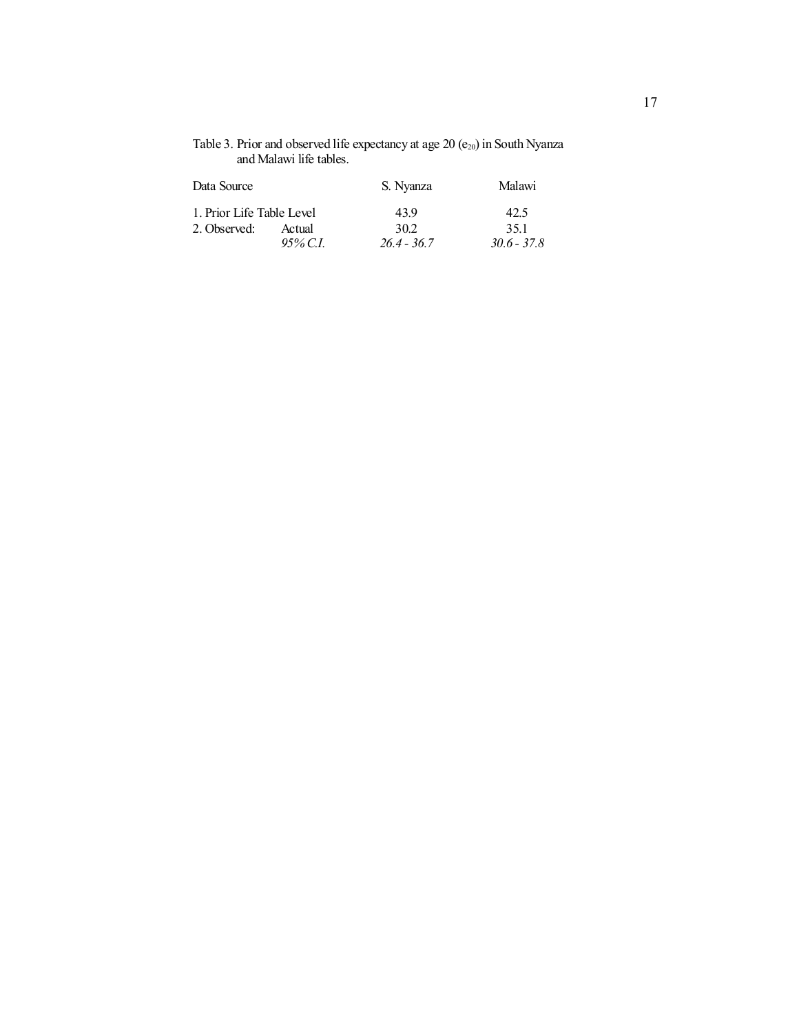Table 3. Prior and observed life expectancy at age 20 ($e_{20}$) in South Nyanza and Malawi life tables.

| Data Source | | S. Nyanza | Malawi |
|---|---|---|---|
| 1. Prior Life Table Level | | 43.9 | 42.5 |
| 2. Observed: | Actual | 30.2 | 35.1 |
| | *95% C.I.* | *26.4 - 36.7* | *30.6 - 37.8* |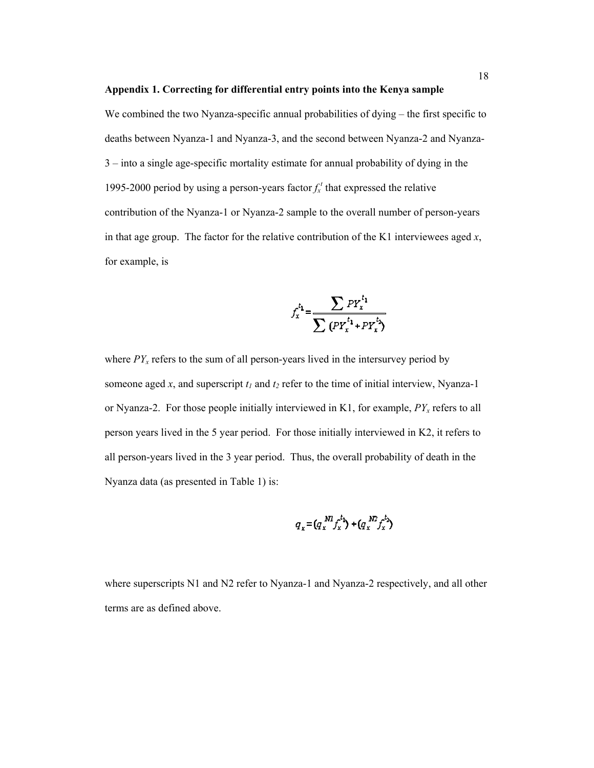**Appendix 1. Correcting for differential entry points into the Kenya sample**

We combined the two Nyanza-specific annual probabilities of dying – the first specific to deaths between Nyanza-1 and Nyanza-3, and the second between Nyanza-2 and Nyanza-3 – into a single age-specific mortality estimate for annual probability of dying in the 1995-2000 period by using a person-years factor $f_x^t$ that expressed the relative contribution of the Nyanza-1 or Nyanza-2 sample to the overall number of person-years in that age group. The factor for the relative contribution of the K1 interviewees aged $x$, for example, is

$$f_x^{t_1} = \frac{\sum PY_x^{t_1}}{\sum (PY_x^{t_1} + PY_x^{t_2})}$$

where $PY_x$ refers to the sum of all person-years lived in the intersurvey period by someone aged $x$, and superscript $t_1$ and $t_2$ refer to the time of initial interview, Nyanza-1 or Nyanza-2. For those people initially interviewed in K1, for example, $PY_x$ refers to all person years lived in the 5 year period. For those initially interviewed in K2, it refers to all person-years lived in the 3 year period. Thus, the overall probability of death in the Nyanza data (as presented in Table 1) is:

$$q_x = (q_x^{N1} f_x^{t_1}) + (q_x^{N2} f_x^{t_2})$$

where superscripts N1 and N2 refer to Nyanza-1 and Nyanza-2 respectively, and all other terms are as defined above.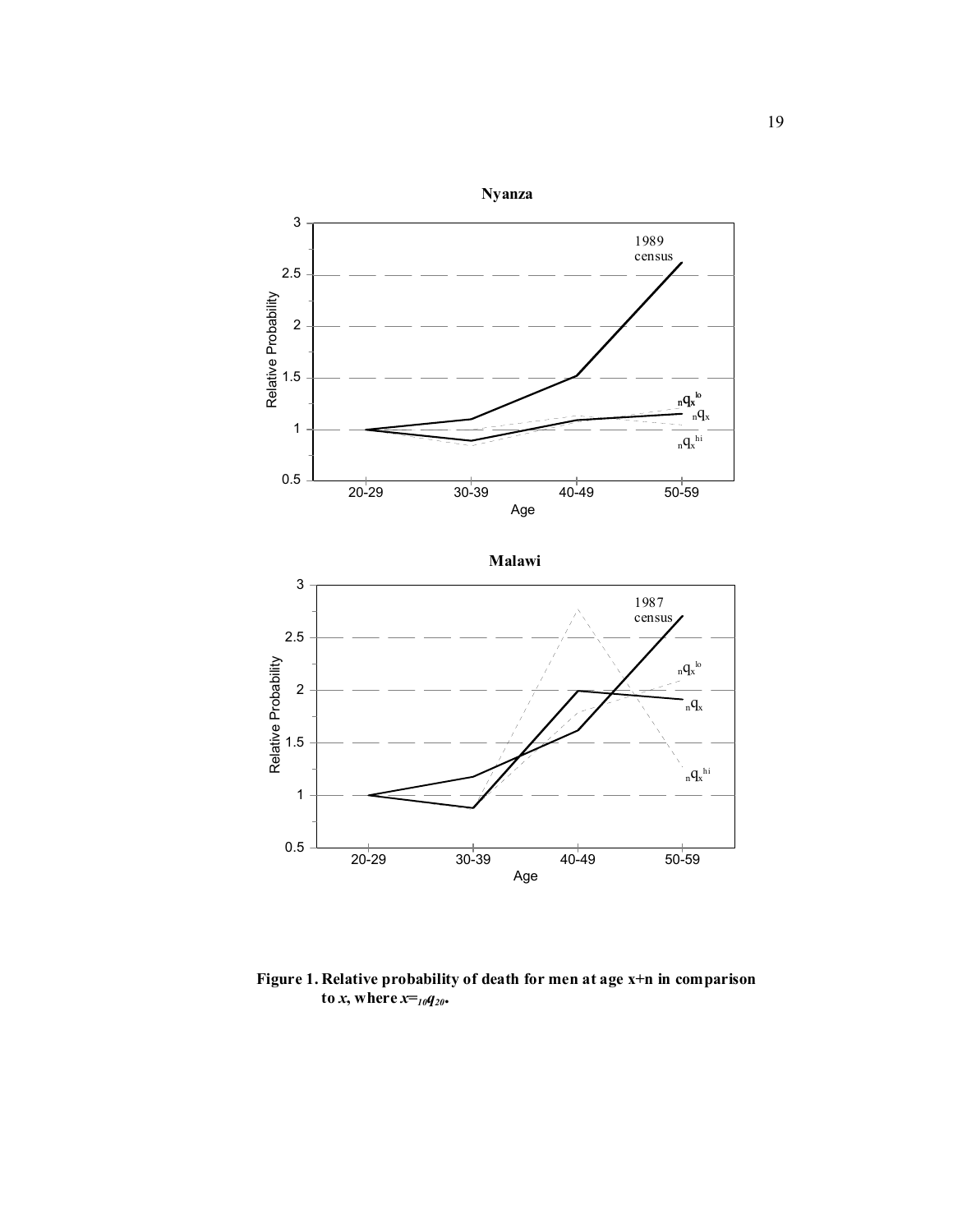**Nyanza**

**Malawi**

**Figure 1. Relative probability of death for men at age x+n in comparison to *x*, where $x = {}_{10}q_{20}$.**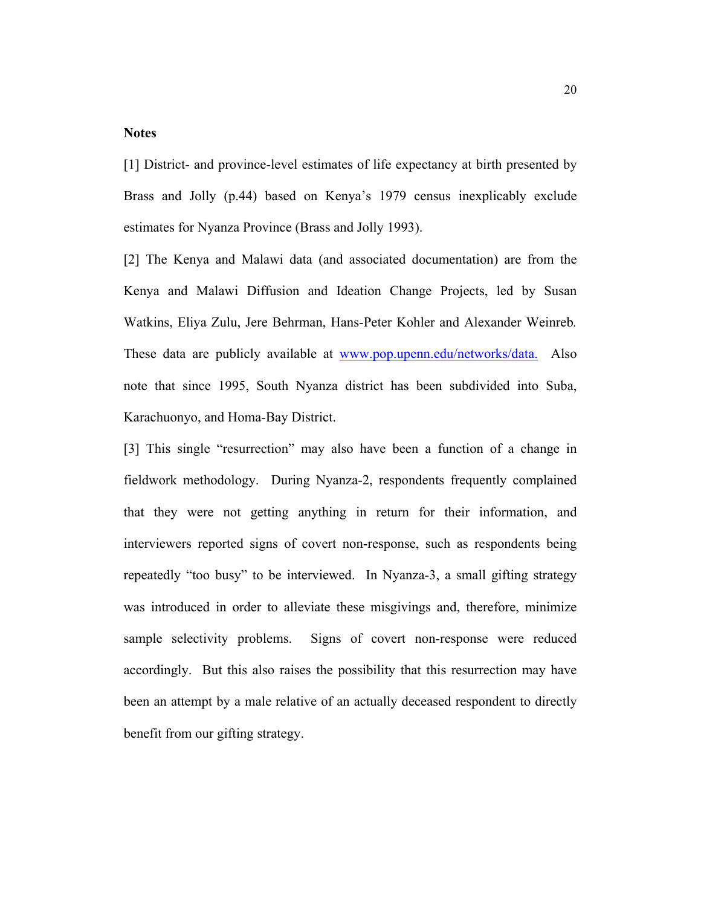**Notes**

[1] District- and province-level estimates of life expectancy at birth presented by Brass and Jolly (p.44) based on Kenya's 1979 census inexplicably exclude estimates for Nyanza Province (Brass and Jolly 1993).

[2] The Kenya and Malawi data (and associated documentation) are from the Kenya and Malawi Diffusion and Ideation Change Projects, led by Susan Watkins, Eliya Zulu, Jere Behrman, Hans-Peter Kohler and Alexander Weinreb. These data are publicly available at www.pop.upenn.edu/networks/data. Also note that since 1995, South Nyanza district has been subdivided into Suba, Karachuonyo, and Homa-Bay District.

[3] This single "resurrection" may also have been a function of a change in fieldwork methodology. During Nyanza-2, respondents frequently complained that they were not getting anything in return for their information, and interviewers reported signs of covert non-response, such as respondents being repeatedly "too busy" to be interviewed. In Nyanza-3, a small gifting strategy was introduced in order to alleviate these misgivings and, therefore, minimize sample selectivity problems. Signs of covert non-response were reduced accordingly. But this also raises the possibility that this resurrection may have been an attempt by a male relative of an actually deceased respondent to directly benefit from our gifting strategy.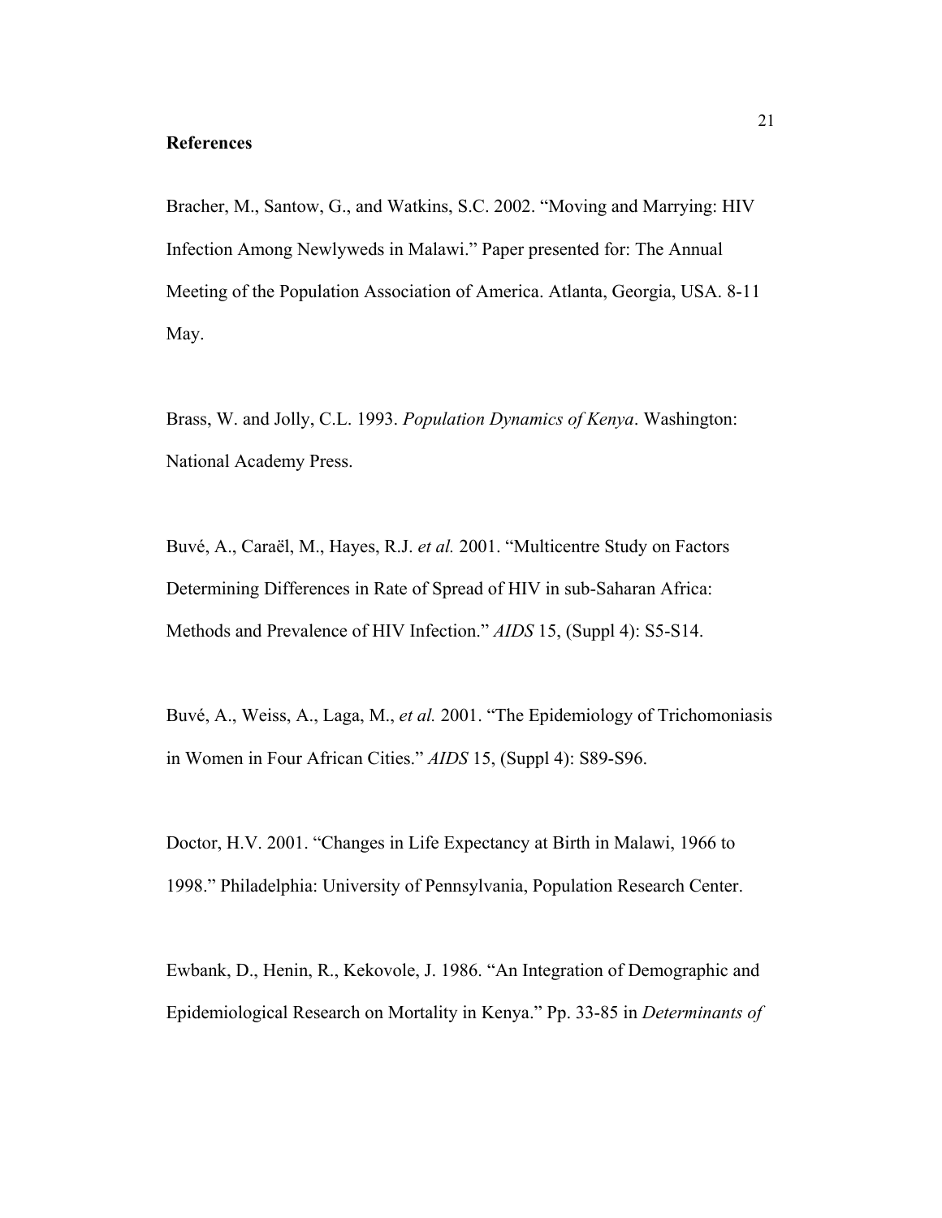**References**

Bracher, M., Santow, G., and Watkins, S.C. 2002. "Moving and Marrying: HIV Infection Among Newlyweds in Malawi." Paper presented for: The Annual Meeting of the Population Association of America. Atlanta, Georgia, USA. 8-11 May.

Brass, W. and Jolly, C.L. 1993. *Population Dynamics of Kenya*. Washington: National Academy Press.

Buvé, A., Caraël, M., Hayes, R.J. *et al.* 2001. "Multicentre Study on Factors Determining Differences in Rate of Spread of HIV in sub-Saharan Africa: Methods and Prevalence of HIV Infection." *AIDS* 15, (Suppl 4): S5-S14.

Buvé, A., Weiss, A., Laga, M., *et al.* 2001. "The Epidemiology of Trichomoniasis in Women in Four African Cities." *AIDS* 15, (Suppl 4): S89-S96.

Doctor, H.V. 2001. "Changes in Life Expectancy at Birth in Malawi, 1966 to 1998." Philadelphia: University of Pennsylvania, Population Research Center.

Ewbank, D., Henin, R., Kekovole, J. 1986. "An Integration of Demographic and Epidemiological Research on Mortality in Kenya." Pp. 33-85 in *Determinants of*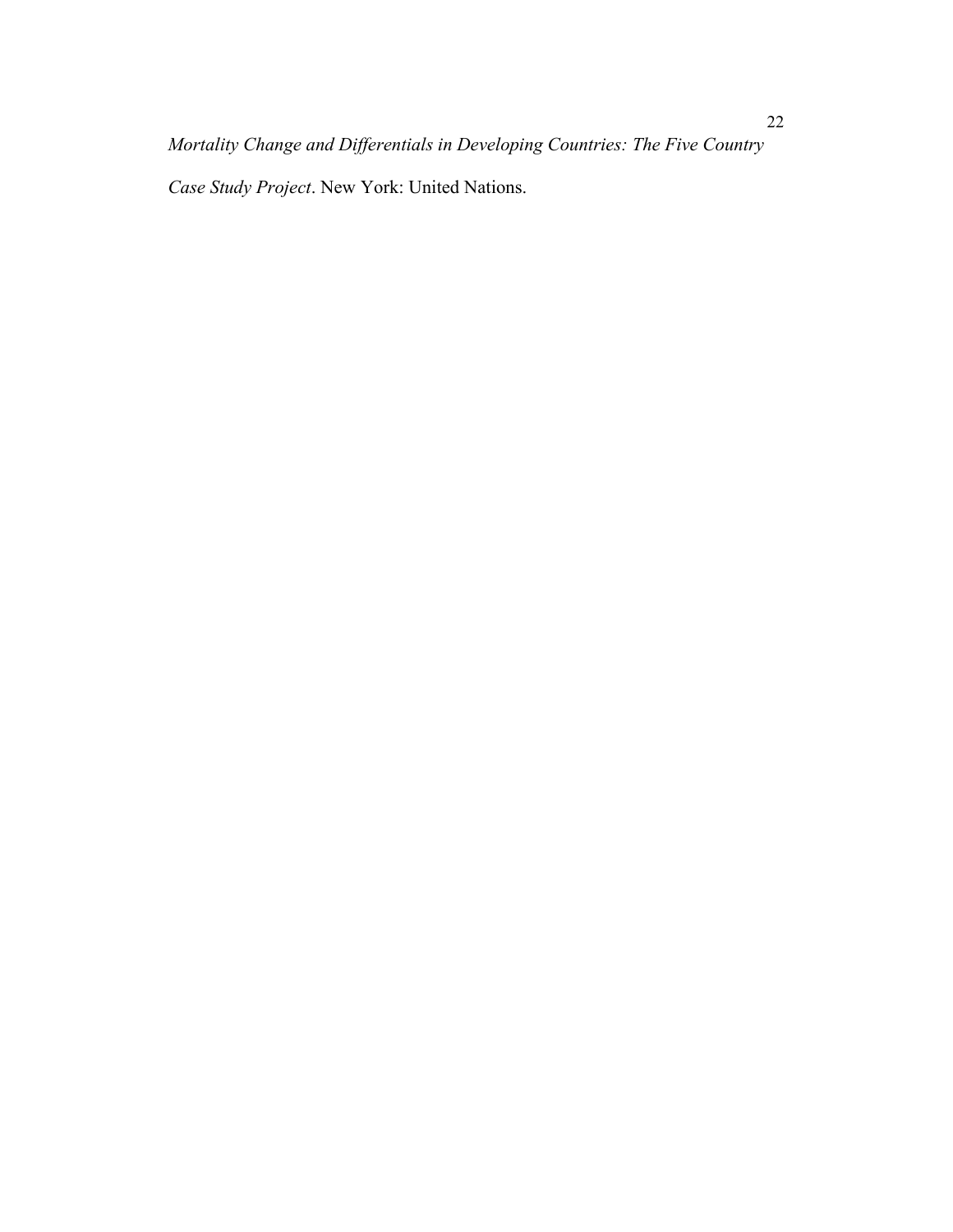*Mortality Change and Differentials in Developing Countries: The Five Country Case Study Project*. New York: United Nations.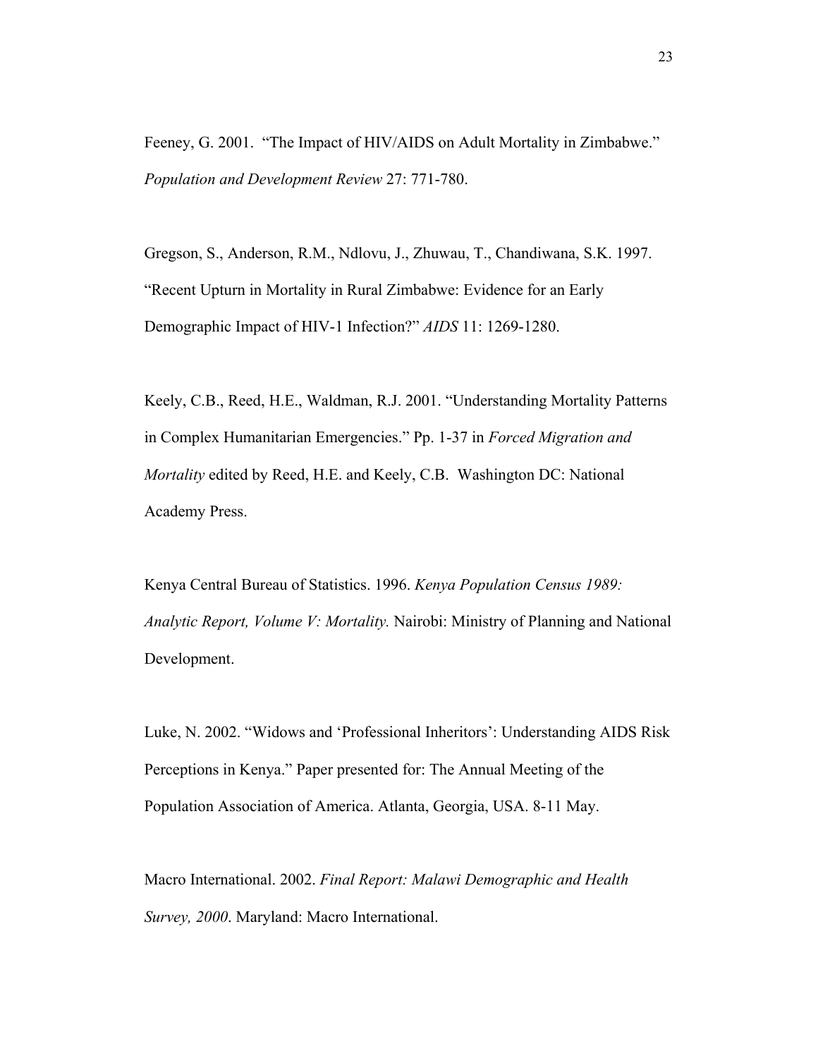Feeney, G. 2001. "The Impact of HIV/AIDS on Adult Mortality in Zimbabwe." *Population and Development Review* 27: 771-780.

Gregson, S., Anderson, R.M., Ndlovu, J., Zhuwau, T., Chandiwana, S.K. 1997. "Recent Upturn in Mortality in Rural Zimbabwe: Evidence for an Early Demographic Impact of HIV-1 Infection?" *AIDS* 11: 1269-1280.

Keely, C.B., Reed, H.E., Waldman, R.J. 2001. "Understanding Mortality Patterns in Complex Humanitarian Emergencies." Pp. 1-37 in *Forced Migration and Mortality* edited by Reed, H.E. and Keely, C.B. Washington DC: National Academy Press.

Kenya Central Bureau of Statistics. 1996. *Kenya Population Census 1989: Analytic Report, Volume V: Mortality.* Nairobi: Ministry of Planning and National Development.

Luke, N. 2002. "Widows and 'Professional Inheritors': Understanding AIDS Risk Perceptions in Kenya." Paper presented for: The Annual Meeting of the Population Association of America. Atlanta, Georgia, USA. 8-11 May.

Macro International. 2002. *Final Report: Malawi Demographic and Health Survey, 2000*. Maryland: Macro International.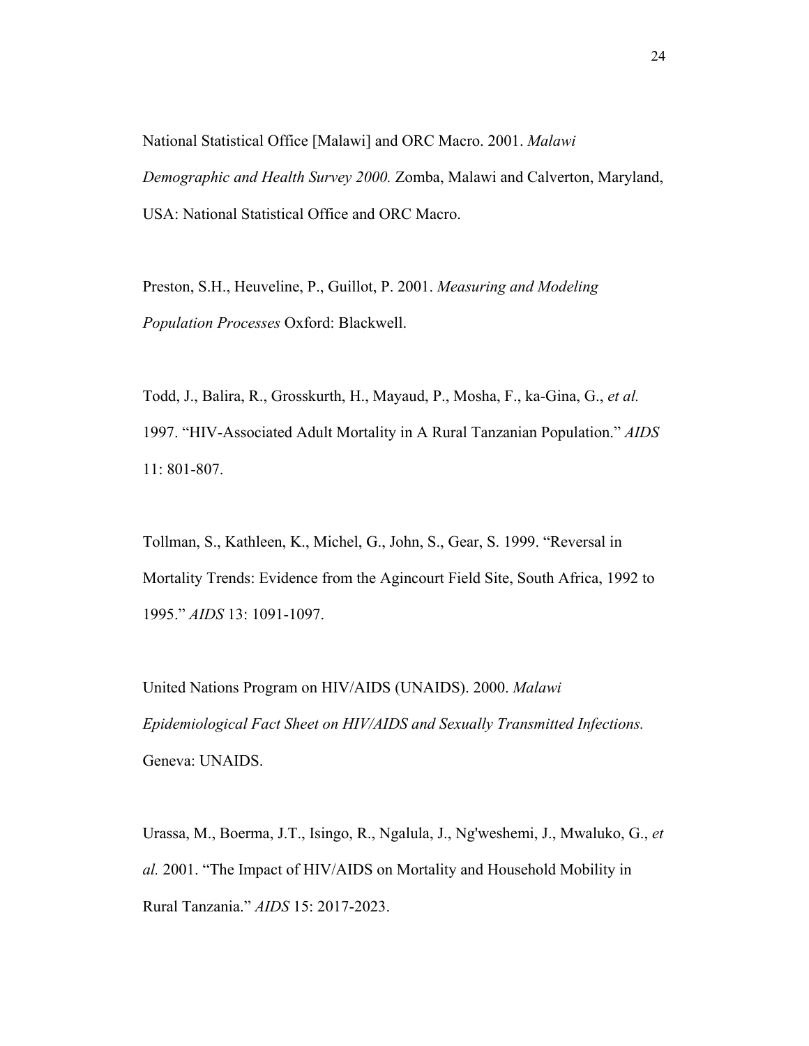National Statistical Office [Malawi] and ORC Macro. 2001. *Malawi Demographic and Health Survey 2000.* Zomba, Malawi and Calverton, Maryland, USA: National Statistical Office and ORC Macro.

Preston, S.H., Heuveline, P., Guillot, P. 2001. *Measuring and Modeling Population Processes* Oxford: Blackwell.

Todd, J., Balira, R., Grosskurth, H., Mayaud, P., Mosha, F., ka-Gina, G., *et al.* 1997. "HIV-Associated Adult Mortality in A Rural Tanzanian Population." *AIDS* 11: 801-807.

Tollman, S., Kathleen, K., Michel, G., John, S., Gear, S. 1999. "Reversal in Mortality Trends: Evidence from the Agincourt Field Site, South Africa, 1992 to 1995." *AIDS* 13: 1091-1097.

United Nations Program on HIV/AIDS (UNAIDS). 2000. *Malawi Epidemiological Fact Sheet on HIV/AIDS and Sexually Transmitted Infections.* Geneva: UNAIDS.

Urassa, M., Boerma, J.T., Isingo, R., Ngalula, J., Ng'weshemi, J., Mwaluko, G., *et al.* 2001. "The Impact of HIV/AIDS on Mortality and Household Mobility in Rural Tanzania." *AIDS* 15: 2017-2023.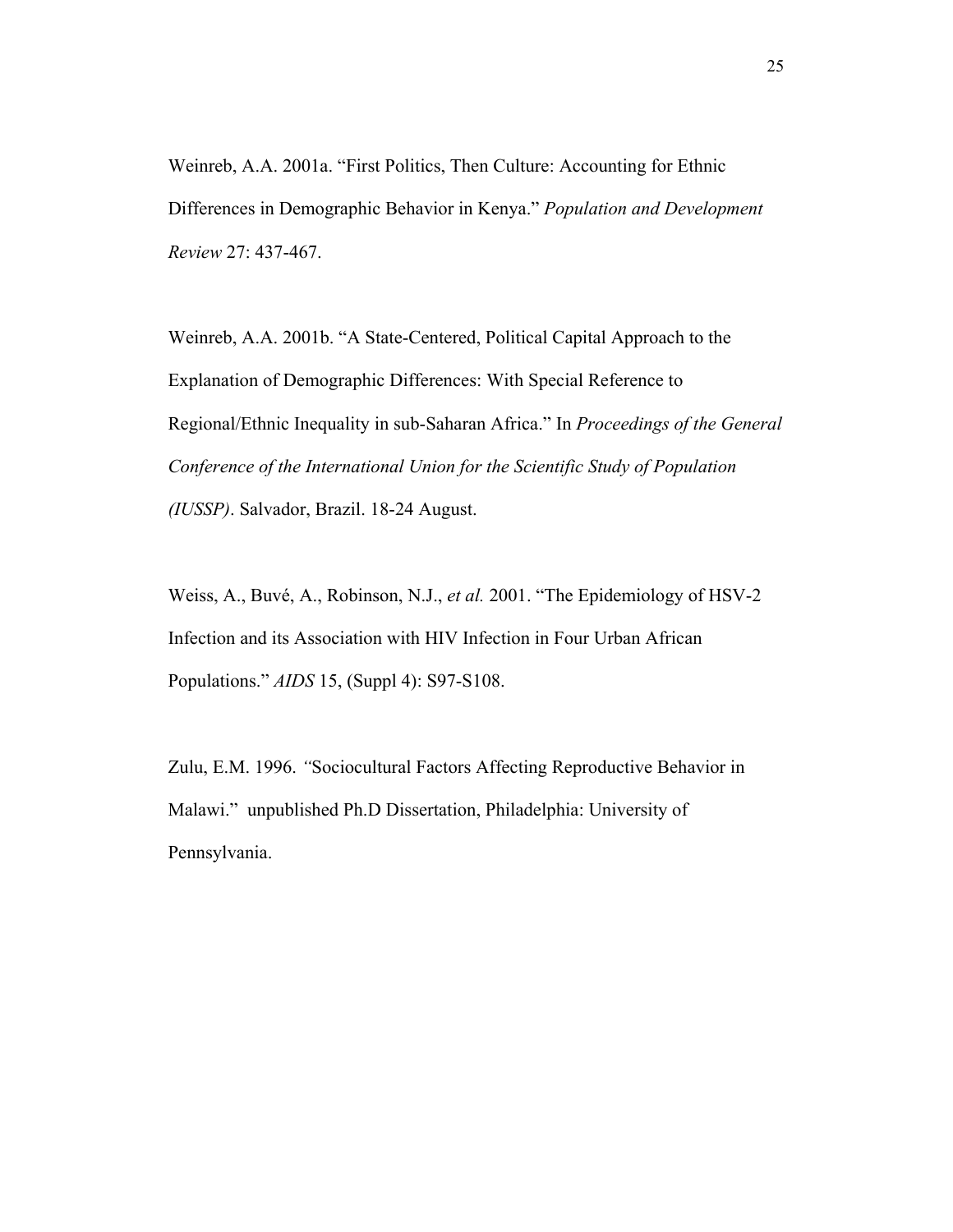Weinreb, A.A. 2001a. "First Politics, Then Culture: Accounting for Ethnic Differences in Demographic Behavior in Kenya." *Population and Development Review* 27: 437-467.

Weinreb, A.A. 2001b. "A State-Centered, Political Capital Approach to the Explanation of Demographic Differences: With Special Reference to Regional/Ethnic Inequality in sub-Saharan Africa." In *Proceedings of the General Conference of the International Union for the Scientific Study of Population (IUSSP)*. Salvador, Brazil. 18-24 August.

Weiss, A., Buvé, A., Robinson, N.J., *et al.* 2001. "The Epidemiology of HSV-2 Infection and its Association with HIV Infection in Four Urban African Populations." *AIDS* 15, (Suppl 4): S97-S108.

Zulu, E.M. 1996. "Sociocultural Factors Affecting Reproductive Behavior in Malawi." unpublished Ph.D Dissertation, Philadelphia: University of Pennsylvania.